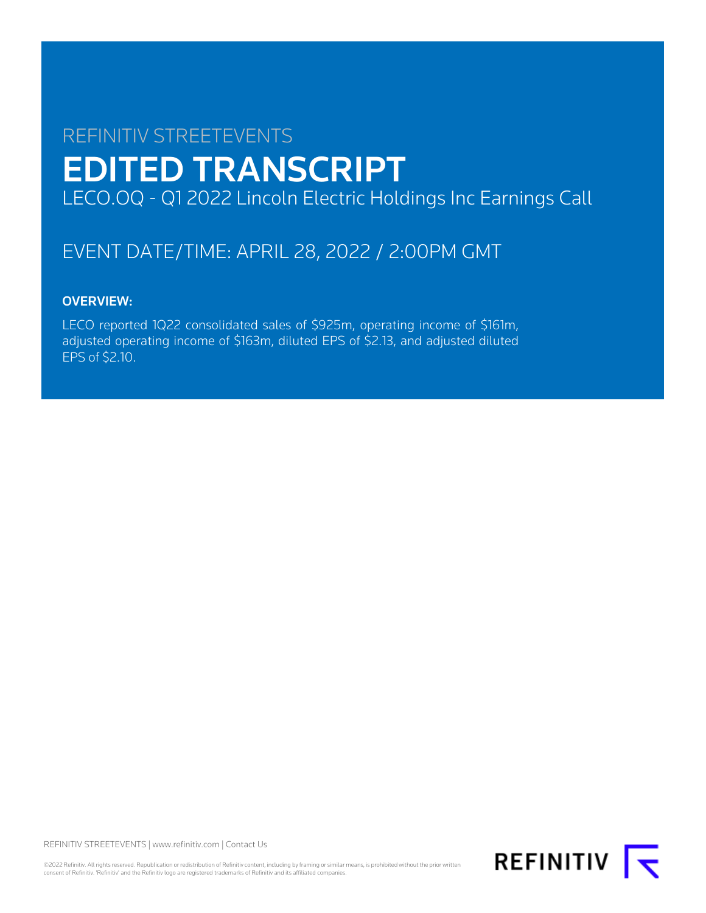REFINITIV STREETEVENTS

# EDITED TRANSCRIPT

LECO.OQ - Q1 2022 Lincoln Electric Holdings Inc Earnings Call

EVENT DATE/TIME: APRIL 28, 2022 / 2:00PM GMT

**OVERVIEW:**

LECO reported 1Q22 consolidated sales of $925m, operating income of $161m, adjusted operating income of $163m, diluted EPS of $2.13, and adjusted diluted EPS of $2.10.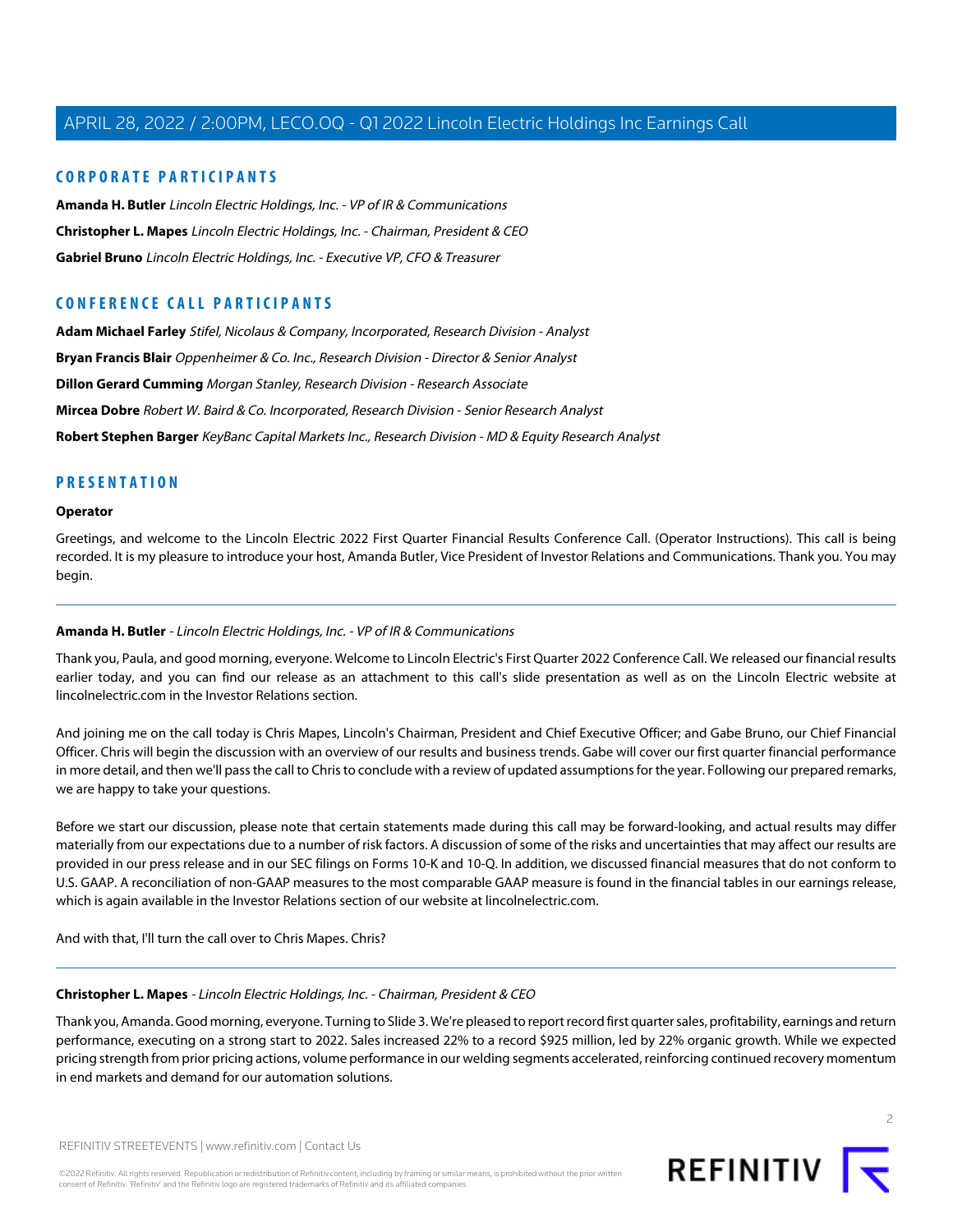## CORPORATE PARTICIPANTS

**Amanda H. Butler** *Lincoln Electric Holdings, Inc. - VP of IR & Communications*

**Christopher L. Mapes** *Lincoln Electric Holdings, Inc. - Chairman, President & CEO*

**Gabriel Bruno** *Lincoln Electric Holdings, Inc. - Executive VP, CFO & Treasurer*

## CONFERENCE CALL PARTICIPANTS

**Adam Michael Farley** *Stifel, Nicolaus & Company, Incorporated, Research Division - Analyst*

**Bryan Francis Blair** *Oppenheimer & Co. Inc., Research Division - Director & Senior Analyst*

**Dillon Gerard Cumming** *Morgan Stanley, Research Division - Research Associate*

**Mircea Dobre** *Robert W. Baird & Co. Incorporated, Research Division - Senior Research Analyst*

**Robert Stephen Barger** *KeyBanc Capital Markets Inc., Research Division - MD & Equity Research Analyst*

## PRESENTATION

**Operator**

Greetings, and welcome to the Lincoln Electric 2022 First Quarter Financial Results Conference Call. (Operator Instructions). This call is being recorded. It is my pleasure to introduce your host, Amanda Butler, Vice President of Investor Relations and Communications. Thank you. You may begin.

---

**Amanda H. Butler** - *Lincoln Electric Holdings, Inc. - VP of IR & Communications*

Thank you, Paula, and good morning, everyone. Welcome to Lincoln Electric's First Quarter 2022 Conference Call. We released our financial results earlier today, and you can find our release as an attachment to this call's slide presentation as well as on the Lincoln Electric website at lincolnelectric.com in the Investor Relations section.

And joining me on the call today is Chris Mapes, Lincoln's Chairman, President and Chief Executive Officer; and Gabe Bruno, our Chief Financial Officer. Chris will begin the discussion with an overview of our results and business trends. Gabe will cover our first quarter financial performance in more detail, and then we'll pass the call to Chris to conclude with a review of updated assumptions for the year. Following our prepared remarks, we are happy to take your questions.

Before we start our discussion, please note that certain statements made during this call may be forward-looking, and actual results may differ materially from our expectations due to a number of risk factors. A discussion of some of the risks and uncertainties that may affect our results are provided in our press release and in our SEC filings on Forms 10-K and 10-Q. In addition, we discussed financial measures that do not conform to U.S. GAAP. A reconciliation of non-GAAP measures to the most comparable GAAP measure is found in the financial tables in our earnings release, which is again available in the Investor Relations section of our website at lincolnelectric.com.

And with that, I'll turn the call over to Chris Mapes. Chris?

---

**Christopher L. Mapes** - *Lincoln Electric Holdings, Inc. - Chairman, President & CEO*

Thank you, Amanda. Good morning, everyone. Turning to Slide 3. We're pleased to report record first quarter sales, profitability, earnings and return performance, executing on a strong start to 2022. Sales increased 22% to a record $925 million, led by 22% organic growth. While we expected pricing strength from prior pricing actions, volume performance in our welding segments accelerated, reinforcing continued recovery momentum in end markets and demand for our automation solutions.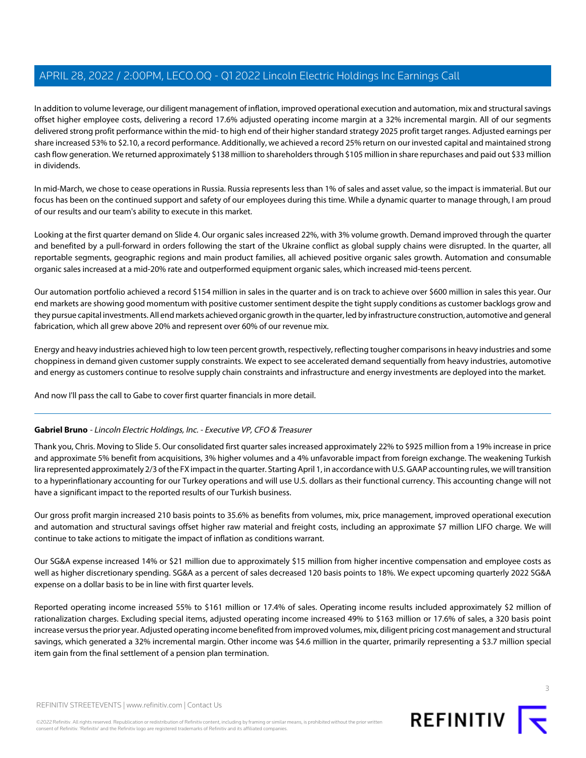In addition to volume leverage, our diligent management of inflation, improved operational execution and automation, mix and structural savings offset higher employee costs, delivering a record 17.6% adjusted operating income margin at a 32% incremental margin. All of our segments delivered strong profit performance within the mid- to high end of their higher standard strategy 2025 profit target ranges. Adjusted earnings per share increased 53% to $2.10, a record performance. Additionally, we achieved a record 25% return on our invested capital and maintained strong cash flow generation. We returned approximately $138 million to shareholders through $105 million in share repurchases and paid out $33 million in dividends.

In mid-March, we chose to cease operations in Russia. Russia represents less than 1% of sales and asset value, so the impact is immaterial. But our focus has been on the continued support and safety of our employees during this time. While a dynamic quarter to manage through, I am proud of our results and our team's ability to execute in this market.

Looking at the first quarter demand on Slide 4. Our organic sales increased 22%, with 3% volume growth. Demand improved through the quarter and benefited by a pull-forward in orders following the start of the Ukraine conflict as global supply chains were disrupted. In the quarter, all reportable segments, geographic regions and main product families, all achieved positive organic sales growth. Automation and consumable organic sales increased at a mid-20% rate and outperformed equipment organic sales, which increased mid-teens percent.

Our automation portfolio achieved a record $154 million in sales in the quarter and is on track to achieve over $600 million in sales this year. Our end markets are showing good momentum with positive customer sentiment despite the tight supply conditions as customer backlogs grow and they pursue capital investments. All end markets achieved organic growth in the quarter, led by infrastructure construction, automotive and general fabrication, which all grew above 20% and represent over 60% of our revenue mix.

Energy and heavy industries achieved high to low teen percent growth, respectively, reflecting tougher comparisons in heavy industries and some choppiness in demand given customer supply constraints. We expect to see accelerated demand sequentially from heavy industries, automotive and energy as customers continue to resolve supply chain constraints and infrastructure and energy investments are deployed into the market.

And now I'll pass the call to Gabe to cover first quarter financials in more detail.

---

**Gabriel Bruno** - *Lincoln Electric Holdings, Inc. - Executive VP, CFO & Treasurer*

Thank you, Chris. Moving to Slide 5. Our consolidated first quarter sales increased approximately 22% to $925 million from a 19% increase in price and approximate 5% benefit from acquisitions, 3% higher volumes and a 4% unfavorable impact from foreign exchange. The weakening Turkish lira represented approximately 2/3 of the FX impact in the quarter. Starting April 1, in accordance with U.S. GAAP accounting rules, we will transition to a hyperinflationary accounting for our Turkey operations and will use U.S. dollars as their functional currency. This accounting change will not have a significant impact to the reported results of our Turkish business.

Our gross profit margin increased 210 basis points to 35.6% as benefits from volumes, mix, price management, improved operational execution and automation and structural savings offset higher raw material and freight costs, including an approximate $7 million LIFO charge. We will continue to take actions to mitigate the impact of inflation as conditions warrant.

Our SG&A expense increased 14% or $21 million due to approximately $15 million from higher incentive compensation and employee costs as well as higher discretionary spending. SG&A as a percent of sales decreased 120 basis points to 18%. We expect upcoming quarterly 2022 SG&A expense on a dollar basis to be in line with first quarter levels.

Reported operating income increased 55% to $161 million or 17.4% of sales. Operating income results included approximately $2 million of rationalization charges. Excluding special items, adjusted operating income increased 49% to $163 million or 17.6% of sales, a 320 basis point increase versus the prior year. Adjusted operating income benefited from improved volumes, mix, diligent pricing cost management and structural savings, which generated a 32% incremental margin. Other income was $4.6 million in the quarter, primarily representing a $3.7 million special item gain from the final settlement of a pension plan termination.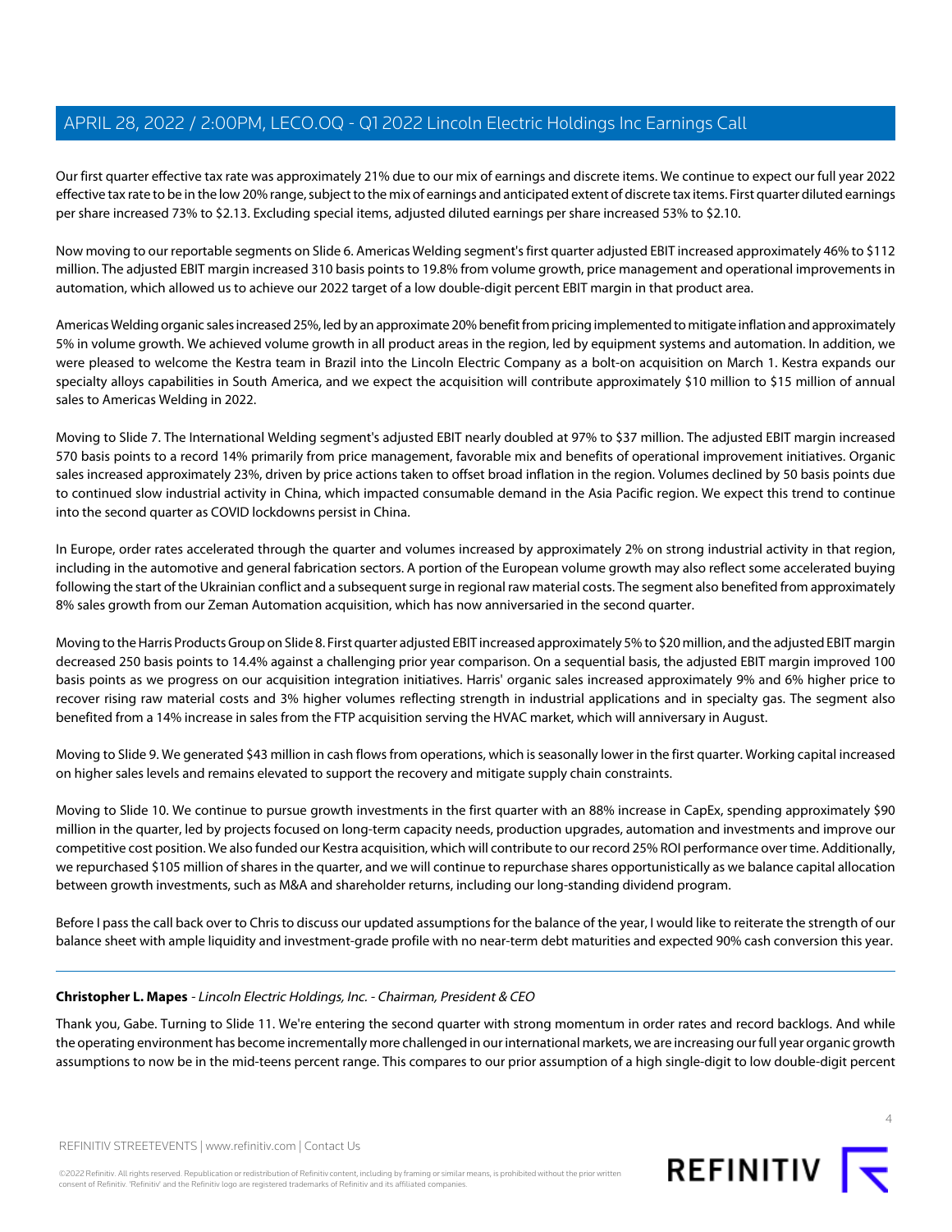Our first quarter effective tax rate was approximately 21% due to our mix of earnings and discrete items. We continue to expect our full year 2022 effective tax rate to be in the low 20% range, subject to the mix of earnings and anticipated extent of discrete tax items. First quarter diluted earnings per share increased 73% to $2.13. Excluding special items, adjusted diluted earnings per share increased 53% to $2.10.

Now moving to our reportable segments on Slide 6. Americas Welding segment's first quarter adjusted EBIT increased approximately 46% to $112 million. The adjusted EBIT margin increased 310 basis points to 19.8% from volume growth, price management and operational improvements in automation, which allowed us to achieve our 2022 target of a low double-digit percent EBIT margin in that product area.

Americas Welding organic sales increased 25%, led by an approximate 20% benefit from pricing implemented to mitigate inflation and approximately 5% in volume growth. We achieved volume growth in all product areas in the region, led by equipment systems and automation. In addition, we were pleased to welcome the Kestra team in Brazil into the Lincoln Electric Company as a bolt-on acquisition on March 1. Kestra expands our specialty alloys capabilities in South America, and we expect the acquisition will contribute approximately $10 million to $15 million of annual sales to Americas Welding in 2022.

Moving to Slide 7. The International Welding segment's adjusted EBIT nearly doubled at 97% to $37 million. The adjusted EBIT margin increased 570 basis points to a record 14% primarily from price management, favorable mix and benefits of operational improvement initiatives. Organic sales increased approximately 23%, driven by price actions taken to offset broad inflation in the region. Volumes declined by 50 basis points due to continued slow industrial activity in China, which impacted consumable demand in the Asia Pacific region. We expect this trend to continue into the second quarter as COVID lockdowns persist in China.

In Europe, order rates accelerated through the quarter and volumes increased by approximately 2% on strong industrial activity in that region, including in the automotive and general fabrication sectors. A portion of the European volume growth may also reflect some accelerated buying following the start of the Ukrainian conflict and a subsequent surge in regional raw material costs. The segment also benefited from approximately 8% sales growth from our Zeman Automation acquisition, which has now anniversaried in the second quarter.

Moving to the Harris Products Group on Slide 8. First quarter adjusted EBIT increased approximately 5% to $20 million, and the adjusted EBIT margin decreased 250 basis points to 14.4% against a challenging prior year comparison. On a sequential basis, the adjusted EBIT margin improved 100 basis points as we progress on our acquisition integration initiatives. Harris' organic sales increased approximately 9% and 6% higher price to recover rising raw material costs and 3% higher volumes reflecting strength in industrial applications and in specialty gas. The segment also benefited from a 14% increase in sales from the FTP acquisition serving the HVAC market, which will anniversary in August.

Moving to Slide 9. We generated $43 million in cash flows from operations, which is seasonally lower in the first quarter. Working capital increased on higher sales levels and remains elevated to support the recovery and mitigate supply chain constraints.

Moving to Slide 10. We continue to pursue growth investments in the first quarter with an 88% increase in CapEx, spending approximately $90 million in the quarter, led by projects focused on long-term capacity needs, production upgrades, automation and investments and improve our competitive cost position. We also funded our Kestra acquisition, which will contribute to our record 25% ROI performance over time. Additionally, we repurchased $105 million of shares in the quarter, and we will continue to repurchase shares opportunistically as we balance capital allocation between growth investments, such as M&A and shareholder returns, including our long-standing dividend program.

Before I pass the call back over to Chris to discuss our updated assumptions for the balance of the year, I would like to reiterate the strength of our balance sheet with ample liquidity and investment-grade profile with no near-term debt maturities and expected 90% cash conversion this year.

---

**Christopher L. Mapes** - *Lincoln Electric Holdings, Inc. - Chairman, President & CEO*

Thank you, Gabe. Turning to Slide 11. We're entering the second quarter with strong momentum in order rates and record backlogs. And while the operating environment has become incrementally more challenged in our international markets, we are increasing our full year organic growth assumptions to now be in the mid-teens percent range. This compares to our prior assumption of a high single-digit to low double-digit percent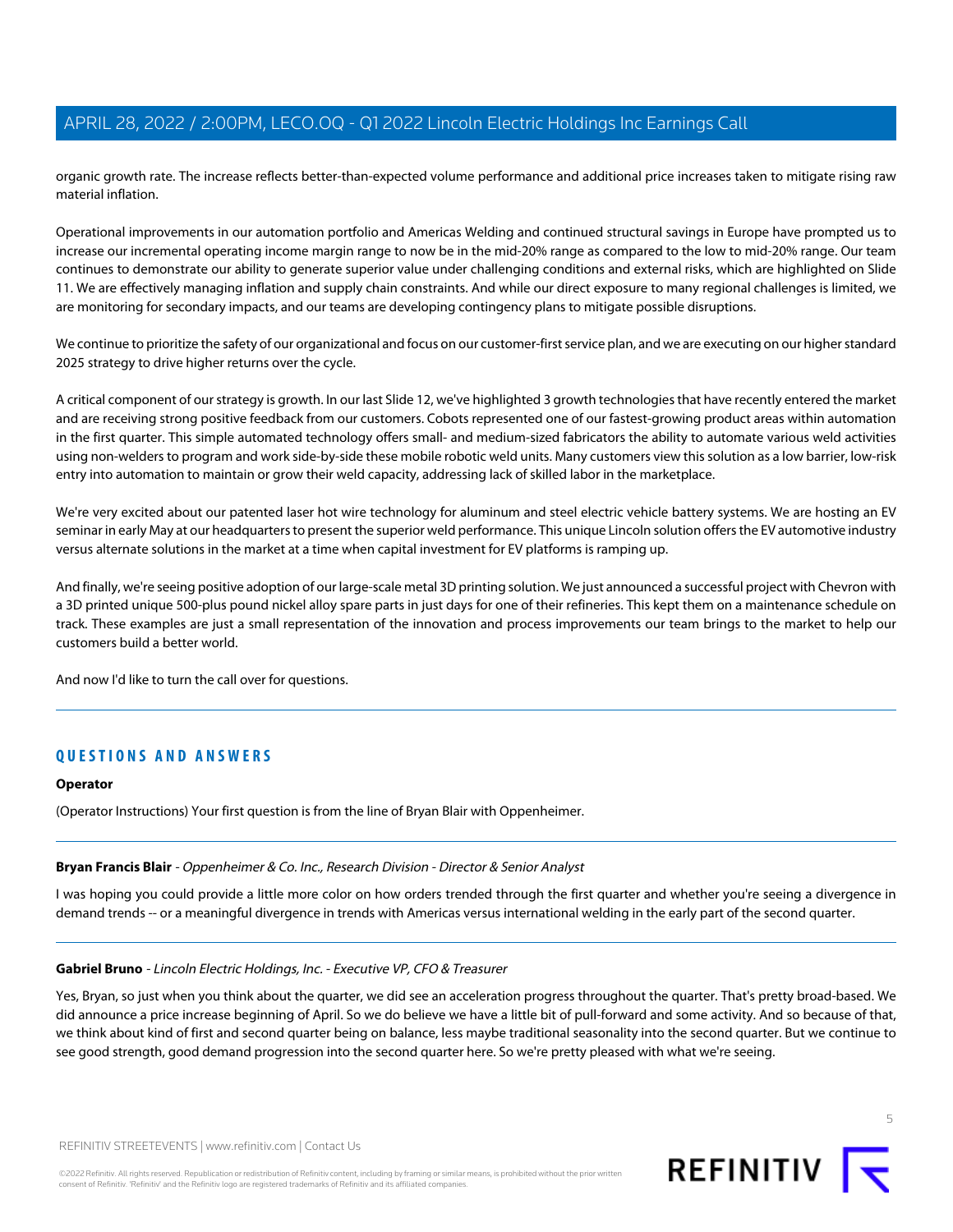organic growth rate. The increase reflects better-than-expected volume performance and additional price increases taken to mitigate rising raw material inflation.

Operational improvements in our automation portfolio and Americas Welding and continued structural savings in Europe have prompted us to increase our incremental operating income margin range to now be in the mid-20% range as compared to the low to mid-20% range. Our team continues to demonstrate our ability to generate superior value under challenging conditions and external risks, which are highlighted on Slide 11. We are effectively managing inflation and supply chain constraints. And while our direct exposure to many regional challenges is limited, we are monitoring for secondary impacts, and our teams are developing contingency plans to mitigate possible disruptions.

We continue to prioritize the safety of our organizational and focus on our customer-first service plan, and we are executing on our higher standard 2025 strategy to drive higher returns over the cycle.

A critical component of our strategy is growth. In our last Slide 12, we've highlighted 3 growth technologies that have recently entered the market and are receiving strong positive feedback from our customers. Cobots represented one of our fastest-growing product areas within automation in the first quarter. This simple automated technology offers small- and medium-sized fabricators the ability to automate various weld activities using non-welders to program and work side-by-side these mobile robotic weld units. Many customers view this solution as a low barrier, low-risk entry into automation to maintain or grow their weld capacity, addressing lack of skilled labor in the marketplace.

We're very excited about our patented laser hot wire technology for aluminum and steel electric vehicle battery systems. We are hosting an EV seminar in early May at our headquarters to present the superior weld performance. This unique Lincoln solution offers the EV automotive industry versus alternate solutions in the market at a time when capital investment for EV platforms is ramping up.

And finally, we're seeing positive adoption of our large-scale metal 3D printing solution. We just announced a successful project with Chevron with a 3D printed unique 500-plus pound nickel alloy spare parts in just days for one of their refineries. This kept them on a maintenance schedule on track. These examples are just a small representation of the innovation and process improvements our team brings to the market to help our customers build a better world.

And now I'd like to turn the call over for questions.

## QUESTIONS AND ANSWERS

**Operator**

(Operator Instructions) Your first question is from the line of Bryan Blair with Oppenheimer.

**Bryan Francis Blair** - *Oppenheimer & Co. Inc., Research Division - Director & Senior Analyst*

I was hoping you could provide a little more color on how orders trended through the first quarter and whether you're seeing a divergence in demand trends -- or a meaningful divergence in trends with Americas versus international welding in the early part of the second quarter.

**Gabriel Bruno** - *Lincoln Electric Holdings, Inc. - Executive VP, CFO & Treasurer*

Yes, Bryan, so just when you think about the quarter, we did see an acceleration progress throughout the quarter. That's pretty broad-based. We did announce a price increase beginning of April. So we do believe we have a little bit of pull-forward and some activity. And so because of that, we think about kind of first and second quarter being on balance, less maybe traditional seasonality into the second quarter. But we continue to see good strength, good demand progression into the second quarter here. So we're pretty pleased with what we're seeing.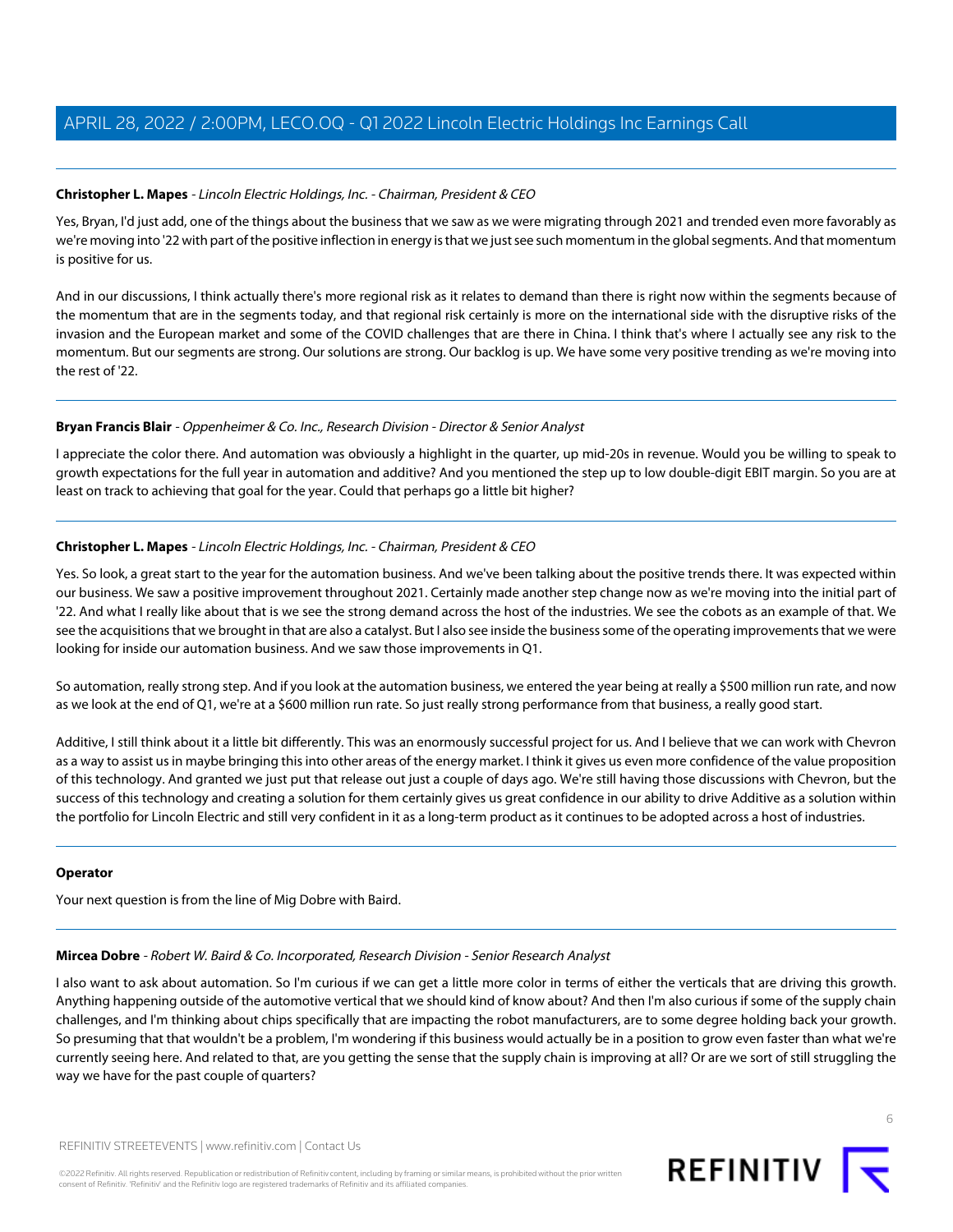**Christopher L. Mapes** - *Lincoln Electric Holdings, Inc. - Chairman, President & CEO*

Yes, Bryan, I'd just add, one of the things about the business that we saw as we were migrating through 2021 and trended even more favorably as we're moving into '22 with part of the positive inflection in energy is that we just see such momentum in the global segments. And that momentum is positive for us.

And in our discussions, I think actually there's more regional risk as it relates to demand than there is right now within the segments because of the momentum that are in the segments today, and that regional risk certainly is more on the international side with the disruptive risks of the invasion and the European market and some of the COVID challenges that are there in China. I think that's where I actually see any risk to the momentum. But our segments are strong. Our solutions are strong. Our backlog is up. We have some very positive trending as we're moving into the rest of '22.

---

**Bryan Francis Blair** - *Oppenheimer & Co. Inc., Research Division - Director & Senior Analyst*

I appreciate the color there. And automation was obviously a highlight in the quarter, up mid-20s in revenue. Would you be willing to speak to growth expectations for the full year in automation and additive? And you mentioned the step up to low double-digit EBIT margin. So you are at least on track to achieving that goal for the year. Could that perhaps go a little bit higher?

---

**Christopher L. Mapes** - *Lincoln Electric Holdings, Inc. - Chairman, President & CEO*

Yes. So look, a great start to the year for the automation business. And we've been talking about the positive trends there. It was expected within our business. We saw a positive improvement throughout 2021. Certainly made another step change now as we're moving into the initial part of '22. And what I really like about that is we see the strong demand across the host of the industries. We see the cobots as an example of that. We see the acquisitions that we brought in that are also a catalyst. But I also see inside the business some of the operating improvements that we were looking for inside our automation business. And we saw those improvements in Q1.

So automation, really strong step. And if you look at the automation business, we entered the year being at really a $500 million run rate, and now as we look at the end of Q1, we're at a $600 million run rate. So just really strong performance from that business, a really good start.

Additive, I still think about it a little bit differently. This was an enormously successful project for us. And I believe that we can work with Chevron as a way to assist us in maybe bringing this into other areas of the energy market. I think it gives us even more confidence of the value proposition of this technology. And granted we just put that release out just a couple of days ago. We're still having those discussions with Chevron, but the success of this technology and creating a solution for them certainly gives us great confidence in our ability to drive Additive as a solution within the portfolio for Lincoln Electric and still very confident in it as a long-term product as it continues to be adopted across a host of industries.

---

**Operator**

Your next question is from the line of Mig Dobre with Baird.

---

**Mircea Dobre** - *Robert W. Baird & Co. Incorporated, Research Division - Senior Research Analyst*

I also want to ask about automation. So I'm curious if we can get a little more color in terms of either the verticals that are driving this growth. Anything happening outside of the automotive vertical that we should kind of know about? And then I'm also curious if some of the supply chain challenges, and I'm thinking about chips specifically that are impacting the robot manufacturers, are to some degree holding back your growth. So presuming that that wouldn't be a problem, I'm wondering if this business would actually be in a position to grow even faster than what we're currently seeing here. And related to that, are you getting the sense that the supply chain is improving at all? Or are we sort of still struggling the way we have for the past couple of quarters?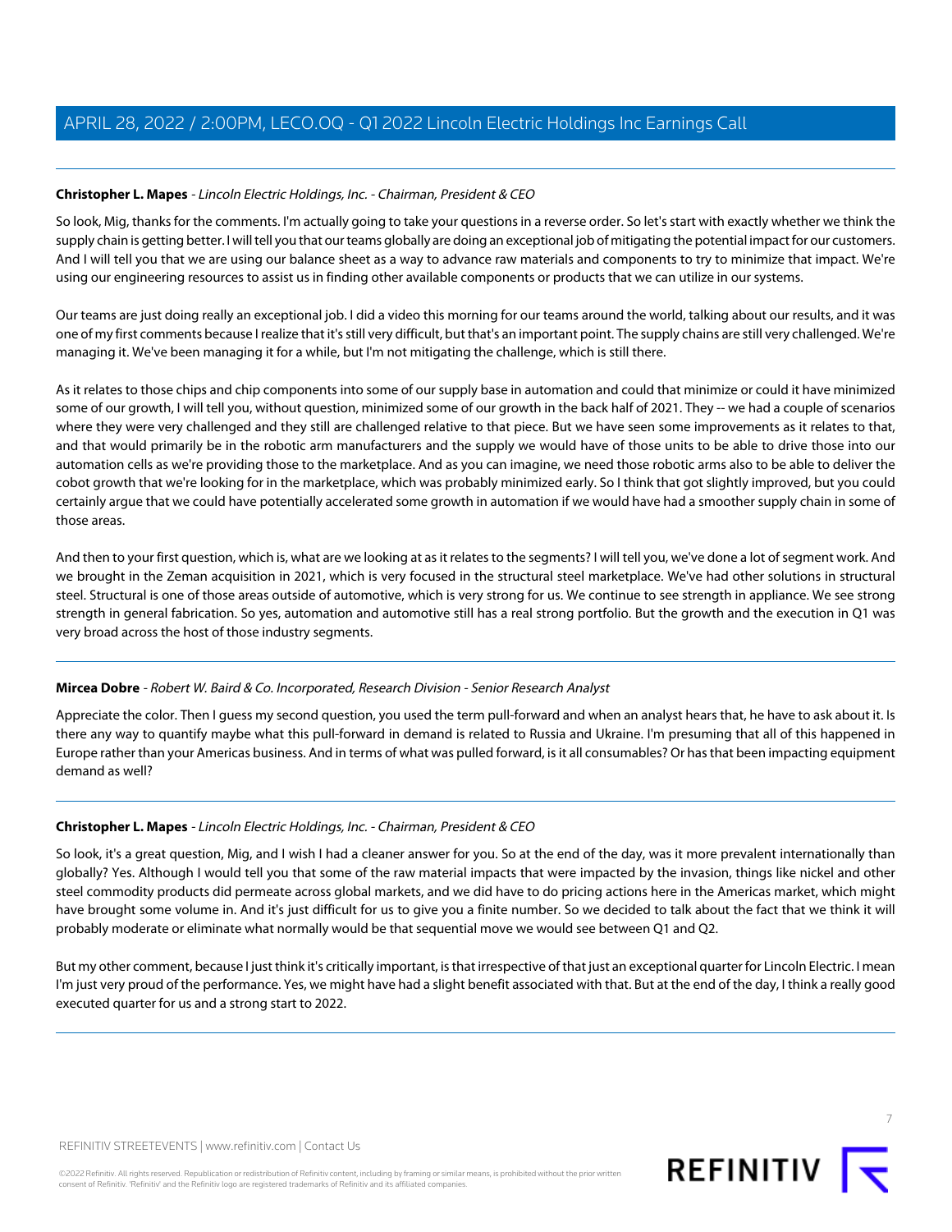**Christopher L. Mapes** - *Lincoln Electric Holdings, Inc. - Chairman, President & CEO*

So look, Mig, thanks for the comments. I'm actually going to take your questions in a reverse order. So let's start with exactly whether we think the supply chain is getting better. I will tell you that our teams globally are doing an exceptional job of mitigating the potential impact for our customers. And I will tell you that we are using our balance sheet as a way to advance raw materials and components to try to minimize that impact. We're using our engineering resources to assist us in finding other available components or products that we can utilize in our systems.

Our teams are just doing really an exceptional job. I did a video this morning for our teams around the world, talking about our results, and it was one of my first comments because I realize that it's still very difficult, but that's an important point. The supply chains are still very challenged. We're managing it. We've been managing it for a while, but I'm not mitigating the challenge, which is still there.

As it relates to those chips and chip components into some of our supply base in automation and could that minimize or could it have minimized some of our growth, I will tell you, without question, minimized some of our growth in the back half of 2021. They -- we had a couple of scenarios where they were very challenged and they still are challenged relative to that piece. But we have seen some improvements as it relates to that, and that would primarily be in the robotic arm manufacturers and the supply we would have of those units to be able to drive those into our automation cells as we're providing those to the marketplace. And as you can imagine, we need those robotic arms also to be able to deliver the cobot growth that we're looking for in the marketplace, which was probably minimized early. So I think that got slightly improved, but you could certainly argue that we could have potentially accelerated some growth in automation if we would have had a smoother supply chain in some of those areas.

And then to your first question, which is, what are we looking at as it relates to the segments? I will tell you, we've done a lot of segment work. And we brought in the Zeman acquisition in 2021, which is very focused in the structural steel marketplace. We've had other solutions in structural steel. Structural is one of those areas outside of automotive, which is very strong for us. We continue to see strength in appliance. We see strong strength in general fabrication. So yes, automation and automotive still has a real strong portfolio. But the growth and the execution in Q1 was very broad across the host of those industry segments.

---

**Mircea Dobre** - *Robert W. Baird & Co. Incorporated, Research Division - Senior Research Analyst*

Appreciate the color. Then I guess my second question, you used the term pull-forward and when an analyst hears that, he have to ask about it. Is there any way to quantify maybe what this pull-forward in demand is related to Russia and Ukraine. I'm presuming that all of this happened in Europe rather than your Americas business. And in terms of what was pulled forward, is it all consumables? Or has that been impacting equipment demand as well?

---

**Christopher L. Mapes** - *Lincoln Electric Holdings, Inc. - Chairman, President & CEO*

So look, it's a great question, Mig, and I wish I had a cleaner answer for you. So at the end of the day, was it more prevalent internationally than globally? Yes. Although I would tell you that some of the raw material impacts that were impacted by the invasion, things like nickel and other steel commodity products did permeate across global markets, and we did have to do pricing actions here in the Americas market, which might have brought some volume in. And it's just difficult for us to give you a finite number. So we decided to talk about the fact that we think it will probably moderate or eliminate what normally would be that sequential move we would see between Q1 and Q2.

But my other comment, because I just think it's critically important, is that irrespective of that just an exceptional quarter for Lincoln Electric. I mean I'm just very proud of the performance. Yes, we might have had a slight benefit associated with that. But at the end of the day, I think a really good executed quarter for us and a strong start to 2022.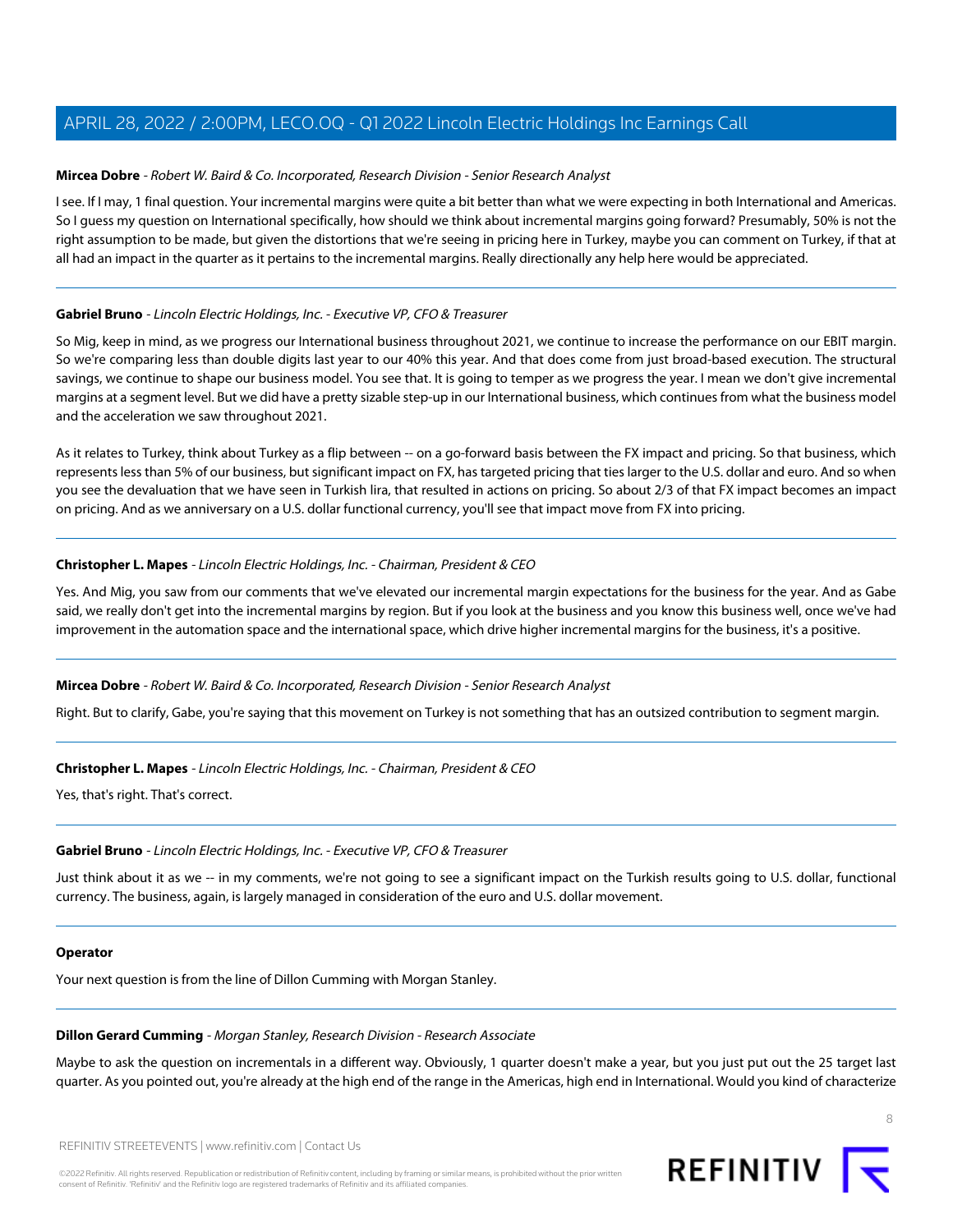**Mircea Dobre** - *Robert W. Baird & Co. Incorporated, Research Division - Senior Research Analyst*

I see. If I may, 1 final question. Your incremental margins were quite a bit better than what we were expecting in both International and Americas. So I guess my question on International specifically, how should we think about incremental margins going forward? Presumably, 50% is not the right assumption to be made, but given the distortions that we're seeing in pricing here in Turkey, maybe you can comment on Turkey, if that at all had an impact in the quarter as it pertains to the incremental margins. Really directionally any help here would be appreciated.

---

**Gabriel Bruno** - *Lincoln Electric Holdings, Inc. - Executive VP, CFO & Treasurer*

So Mig, keep in mind, as we progress our International business throughout 2021, we continue to increase the performance on our EBIT margin. So we're comparing less than double digits last year to our 40% this year. And that does come from just broad-based execution. The structural savings, we continue to shape our business model. You see that. It is going to temper as we progress the year. I mean we don't give incremental margins at a segment level. But we did have a pretty sizable step-up in our International business, which continues from what the business model and the acceleration we saw throughout 2021.

As it relates to Turkey, think about Turkey as a flip between -- on a go-forward basis between the FX impact and pricing. So that business, which represents less than 5% of our business, but significant impact on FX, has targeted pricing that ties larger to the U.S. dollar and euro. And so when you see the devaluation that we have seen in Turkish lira, that resulted in actions on pricing. So about 2/3 of that FX impact becomes an impact on pricing. And as we anniversary on a U.S. dollar functional currency, you'll see that impact move from FX into pricing.

---

**Christopher L. Mapes** - *Lincoln Electric Holdings, Inc. - Chairman, President & CEO*

Yes. And Mig, you saw from our comments that we've elevated our incremental margin expectations for the business for the year. And as Gabe said, we really don't get into the incremental margins by region. But if you look at the business and you know this business well, once we've had improvement in the automation space and the international space, which drive higher incremental margins for the business, it's a positive.

---

**Mircea Dobre** - *Robert W. Baird & Co. Incorporated, Research Division - Senior Research Analyst*

Right. But to clarify, Gabe, you're saying that this movement on Turkey is not something that has an outsized contribution to segment margin.

---

**Christopher L. Mapes** - *Lincoln Electric Holdings, Inc. - Chairman, President & CEO*

Yes, that's right. That's correct.

---

**Gabriel Bruno** - *Lincoln Electric Holdings, Inc. - Executive VP, CFO & Treasurer*

Just think about it as we -- in my comments, we're not going to see a significant impact on the Turkish results going to U.S. dollar, functional currency. The business, again, is largely managed in consideration of the euro and U.S. dollar movement.

---

**Operator**

Your next question is from the line of Dillon Cumming with Morgan Stanley.

---

**Dillon Gerard Cumming** - *Morgan Stanley, Research Division - Research Associate*

Maybe to ask the question on incrementals in a different way. Obviously, 1 quarter doesn't make a year, but you just put out the 25 target last quarter. As you pointed out, you're already at the high end of the range in the Americas, high end in International. Would you kind of characterize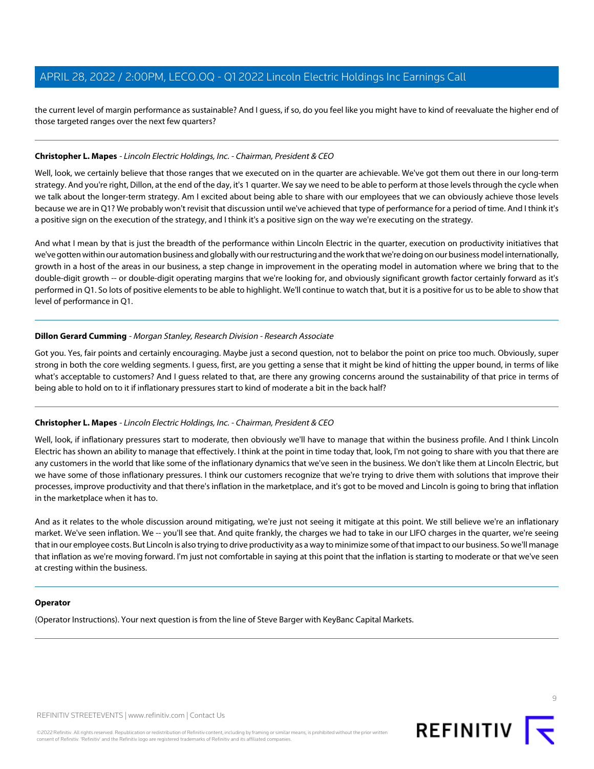the current level of margin performance as sustainable? And I guess, if so, do you feel like you might have to kind of reevaluate the higher end of those targeted ranges over the next few quarters?

**Christopher L. Mapes** - *Lincoln Electric Holdings, Inc. - Chairman, President & CEO*

Well, look, we certainly believe that those ranges that we executed on in the quarter are achievable. We've got them out there in our long-term strategy. And you're right, Dillon, at the end of the day, it's 1 quarter. We say we need to be able to perform at those levels through the cycle when we talk about the longer-term strategy. Am I excited about being able to share with our employees that we can obviously achieve those levels because we are in Q1? We probably won't revisit that discussion until we've achieved that type of performance for a period of time. And I think it's a positive sign on the execution of the strategy, and I think it's a positive sign on the way we're executing on the strategy.

And what I mean by that is just the breadth of the performance within Lincoln Electric in the quarter, execution on productivity initiatives that we've gotten within our automation business and globally with our restructuring and the work that we're doing on our business model internationally, growth in a host of the areas in our business, a step change in improvement in the operating model in automation where we bring that to the double-digit growth -- or double-digit operating margins that we're looking for, and obviously significant growth factor certainly forward as it's performed in Q1. So lots of positive elements to be able to highlight. We'll continue to watch that, but it is a positive for us to be able to show that level of performance in Q1.

**Dillon Gerard Cumming** - *Morgan Stanley, Research Division - Research Associate*

Got you. Yes, fair points and certainly encouraging. Maybe just a second question, not to belabor the point on price too much. Obviously, super strong in both the core welding segments. I guess, first, are you getting a sense that it might be kind of hitting the upper bound, in terms of like what's acceptable to customers? And I guess related to that, are there any growing concerns around the sustainability of that price in terms of being able to hold on to it if inflationary pressures start to kind of moderate a bit in the back half?

**Christopher L. Mapes** - *Lincoln Electric Holdings, Inc. - Chairman, President & CEO*

Well, look, if inflationary pressures start to moderate, then obviously we'll have to manage that within the business profile. And I think Lincoln Electric has shown an ability to manage that effectively. I think at the point in time today that, look, I'm not going to share with you that there are any customers in the world that like some of the inflationary dynamics that we've seen in the business. We don't like them at Lincoln Electric, but we have some of those inflationary pressures. I think our customers recognize that we're trying to drive them with solutions that improve their processes, improve productivity and that there's inflation in the marketplace, and it's got to be moved and Lincoln is going to bring that inflation in the marketplace when it has to.

And as it relates to the whole discussion around mitigating, we're just not seeing it mitigate at this point. We still believe we're an inflationary market. We've seen inflation. We -- you'll see that. And quite frankly, the charges we had to take in our LIFO charges in the quarter, we're seeing that in our employee costs. But Lincoln is also trying to drive productivity as a way to minimize some of that impact to our business. So we'll manage that inflation as we're moving forward. I'm just not comfortable in saying at this point that the inflation is starting to moderate or that we've seen at cresting within the business.

**Operator**

(Operator Instructions). Your next question is from the line of Steve Barger with KeyBanc Capital Markets.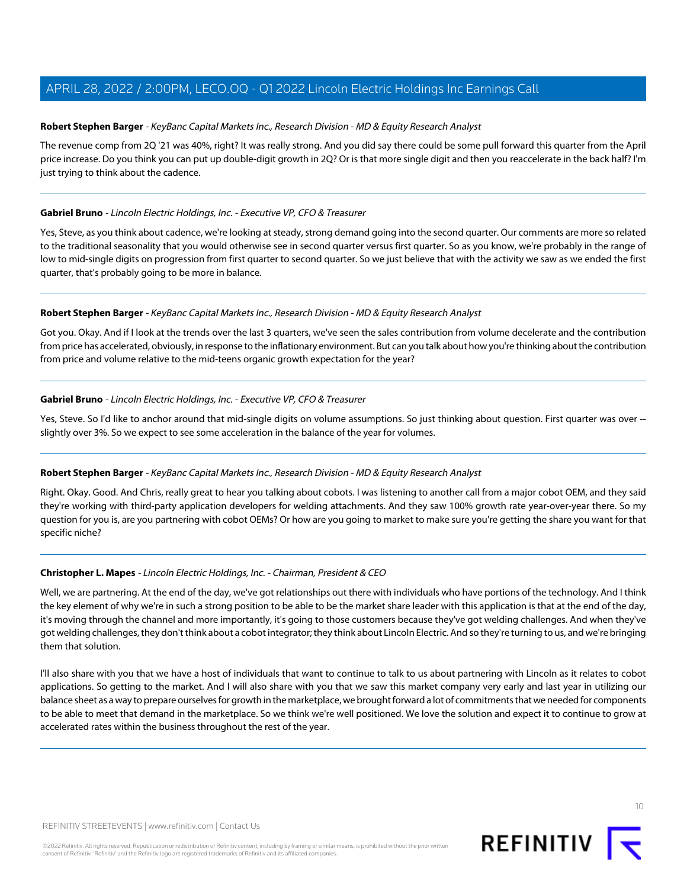**Robert Stephen Barger** - *KeyBanc Capital Markets Inc., Research Division - MD & Equity Research Analyst*

The revenue comp from 2Q '21 was 40%, right? It was really strong. And you did say there could be some pull forward this quarter from the April price increase. Do you think you can put up double-digit growth in 2Q? Or is that more single digit and then you reaccelerate in the back half? I'm just trying to think about the cadence.

---

**Gabriel Bruno** - *Lincoln Electric Holdings, Inc. - Executive VP, CFO & Treasurer*

Yes, Steve, as you think about cadence, we're looking at steady, strong demand going into the second quarter. Our comments are more so related to the traditional seasonality that you would otherwise see in second quarter versus first quarter. So as you know, we're probably in the range of low to mid-single digits on progression from first quarter to second quarter. So we just believe that with the activity we saw as we ended the first quarter, that's probably going to be more in balance.

---

**Robert Stephen Barger** - *KeyBanc Capital Markets Inc., Research Division - MD & Equity Research Analyst*

Got you. Okay. And if I look at the trends over the last 3 quarters, we've seen the sales contribution from volume decelerate and the contribution from price has accelerated, obviously, in response to the inflationary environment. But can you talk about how you're thinking about the contribution from price and volume relative to the mid-teens organic growth expectation for the year?

---

**Gabriel Bruno** - *Lincoln Electric Holdings, Inc. - Executive VP, CFO & Treasurer*

Yes, Steve. So I'd like to anchor around that mid-single digits on volume assumptions. So just thinking about question. First quarter was over -- slightly over 3%. So we expect to see some acceleration in the balance of the year for volumes.

---

**Robert Stephen Barger** - *KeyBanc Capital Markets Inc., Research Division - MD & Equity Research Analyst*

Right. Okay. Good. And Chris, really great to hear you talking about cobots. I was listening to another call from a major cobot OEM, and they said they're working with third-party application developers for welding attachments. And they saw 100% growth rate year-over-year there. So my question for you is, are you partnering with cobot OEMs? Or how are you going to market to make sure you're getting the share you want for that specific niche?

---

**Christopher L. Mapes** - *Lincoln Electric Holdings, Inc. - Chairman, President & CEO*

Well, we are partnering. At the end of the day, we've got relationships out there with individuals who have portions of the technology. And I think the key element of why we're in such a strong position to be able to be the market share leader with this application is that at the end of the day, it's moving through the channel and more importantly, it's going to those customers because they've got welding challenges. And when they've got welding challenges, they don't think about a cobot integrator; they think about Lincoln Electric. And so they're turning to us, and we're bringing them that solution.

I'll also share with you that we have a host of individuals that want to continue to talk to us about partnering with Lincoln as it relates to cobot applications. So getting to the market. And I will also share with you that we saw this market company very early and last year in utilizing our balance sheet as a way to prepare ourselves for growth in the marketplace, we brought forward a lot of commitments that we needed for components to be able to meet that demand in the marketplace. So we think we're well positioned. We love the solution and expect it to continue to grow at accelerated rates within the business throughout the rest of the year.

---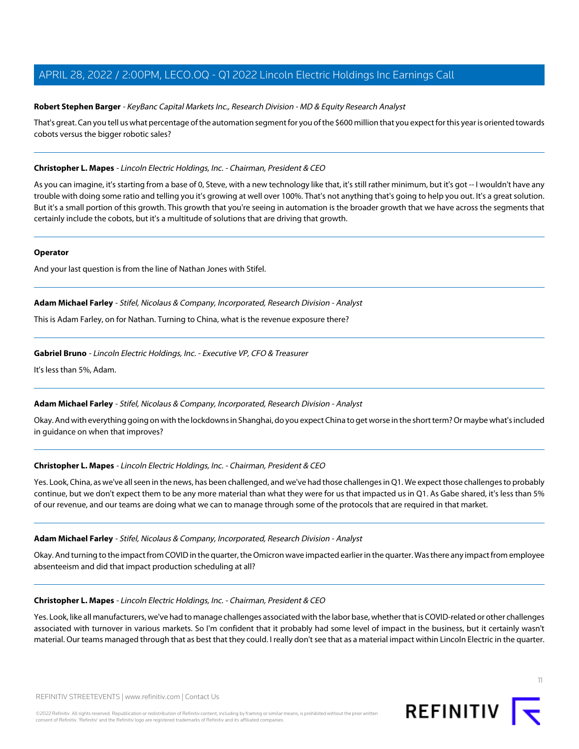**Robert Stephen Barger** - *KeyBanc Capital Markets Inc., Research Division - MD & Equity Research Analyst*

That's great. Can you tell us what percentage of the automation segment for you of the $600 million that you expect for this year is oriented towards cobots versus the bigger robotic sales?

---

**Christopher L. Mapes** - *Lincoln Electric Holdings, Inc. - Chairman, President & CEO*

As you can imagine, it's starting from a base of 0, Steve, with a new technology like that, it's still rather minimum, but it's got -- I wouldn't have any trouble with doing some ratio and telling you it's growing at well over 100%. That's not anything that's going to help you out. It's a great solution. But it's a small portion of this growth. This growth that you're seeing in automation is the broader growth that we have across the segments that certainly include the cobots, but it's a multitude of solutions that are driving that growth.

---

**Operator**

And your last question is from the line of Nathan Jones with Stifel.

---

**Adam Michael Farley** - *Stifel, Nicolaus & Company, Incorporated, Research Division - Analyst*

This is Adam Farley, on for Nathan. Turning to China, what is the revenue exposure there?

---

**Gabriel Bruno** - *Lincoln Electric Holdings, Inc. - Executive VP, CFO & Treasurer*

It's less than 5%, Adam.

---

**Adam Michael Farley** - *Stifel, Nicolaus & Company, Incorporated, Research Division - Analyst*

Okay. And with everything going on with the lockdowns in Shanghai, do you expect China to get worse in the short term? Or maybe what's included in guidance on when that improves?

---

**Christopher L. Mapes** - *Lincoln Electric Holdings, Inc. - Chairman, President & CEO*

Yes. Look, China, as we've all seen in the news, has been challenged, and we've had those challenges in Q1. We expect those challenges to probably continue, but we don't expect them to be any more material than what they were for us that impacted us in Q1. As Gabe shared, it's less than 5% of our revenue, and our teams are doing what we can to manage through some of the protocols that are required in that market.

---

**Adam Michael Farley** - *Stifel, Nicolaus & Company, Incorporated, Research Division - Analyst*

Okay. And turning to the impact from COVID in the quarter, the Omicron wave impacted earlier in the quarter. Was there any impact from employee absenteeism and did that impact production scheduling at all?

---

**Christopher L. Mapes** - *Lincoln Electric Holdings, Inc. - Chairman, President & CEO*

Yes. Look, like all manufacturers, we've had to manage challenges associated with the labor base, whether that is COVID-related or other challenges associated with turnover in various markets. So I'm confident that it probably had some level of impact in the business, but it certainly wasn't material. Our teams managed through that as best that they could. I really don't see that as a material impact within Lincoln Electric in the quarter.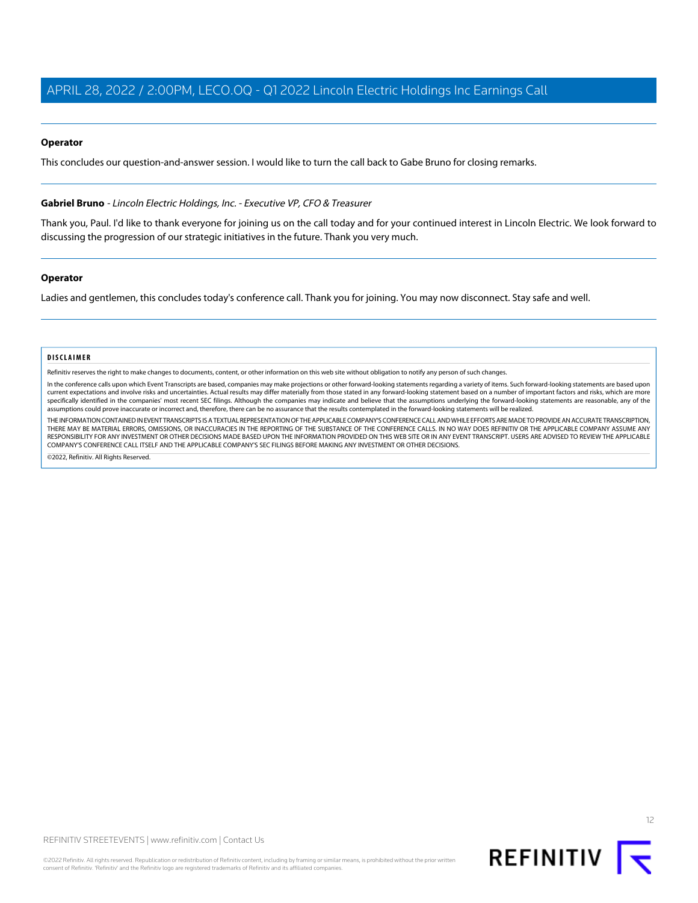**Operator**

This concludes our question-and-answer session. I would like to turn the call back to Gabe Bruno for closing remarks.

---

**Gabriel Bruno** - *Lincoln Electric Holdings, Inc. - Executive VP, CFO & Treasurer*

Thank you, Paul. I'd like to thank everyone for joining us on the call today and for your continued interest in Lincoln Electric. We look forward to discussing the progression of our strategic initiatives in the future. Thank you very much.

---

**Operator**

Ladies and gentlemen, this concludes today's conference call. Thank you for joining. You may now disconnect. Stay safe and well.

---

**DISCLAIMER**

Refinitiv reserves the right to make changes to documents, content, or other information on this web site without obligation to notify any person of such changes.

In the conference calls upon which Event Transcripts are based, companies may make projections or other forward-looking statements regarding a variety of items. Such forward-looking statements are based upon current expectations and involve risks and uncertainties. Actual results may differ materially from those stated in any forward-looking statement based on a number of important factors and risks, which are more specifically identified in the companies' most recent SEC filings. Although the companies may indicate and believe that the assumptions underlying the forward-looking statements are reasonable, any of the assumptions could prove inaccurate or incorrect and, therefore, there can be no assurance that the results contemplated in the forward-looking statements will be realized.

THE INFORMATION CONTAINED IN EVENT TRANSCRIPTS IS A TEXTUAL REPRESENTATION OF THE APPLICABLE COMPANY'S CONFERENCE CALL AND WHILE EFFORTS ARE MADE TO PROVIDE AN ACCURATE TRANSCRIPTION, THERE MAY BE MATERIAL ERRORS, OMISSIONS, OR INACCURACIES IN THE REPORTING OF THE SUBSTANCE OF THE CONFERENCE CALLS. IN NO WAY DOES REFINITIV OR THE APPLICABLE COMPANY ASSUME ANY RESPONSIBILITY FOR ANY INVESTMENT OR OTHER DECISIONS MADE BASED UPON THE INFORMATION PROVIDED ON THIS WEB SITE OR IN ANY EVENT TRANSCRIPT. USERS ARE ADVISED TO REVIEW THE APPLICABLE COMPANY'S CONFERENCE CALL ITSELF AND THE APPLICABLE COMPANY'S SEC FILINGS BEFORE MAKING ANY INVESTMENT OR OTHER DECISIONS.

©2022, Refinitiv. All Rights Reserved.